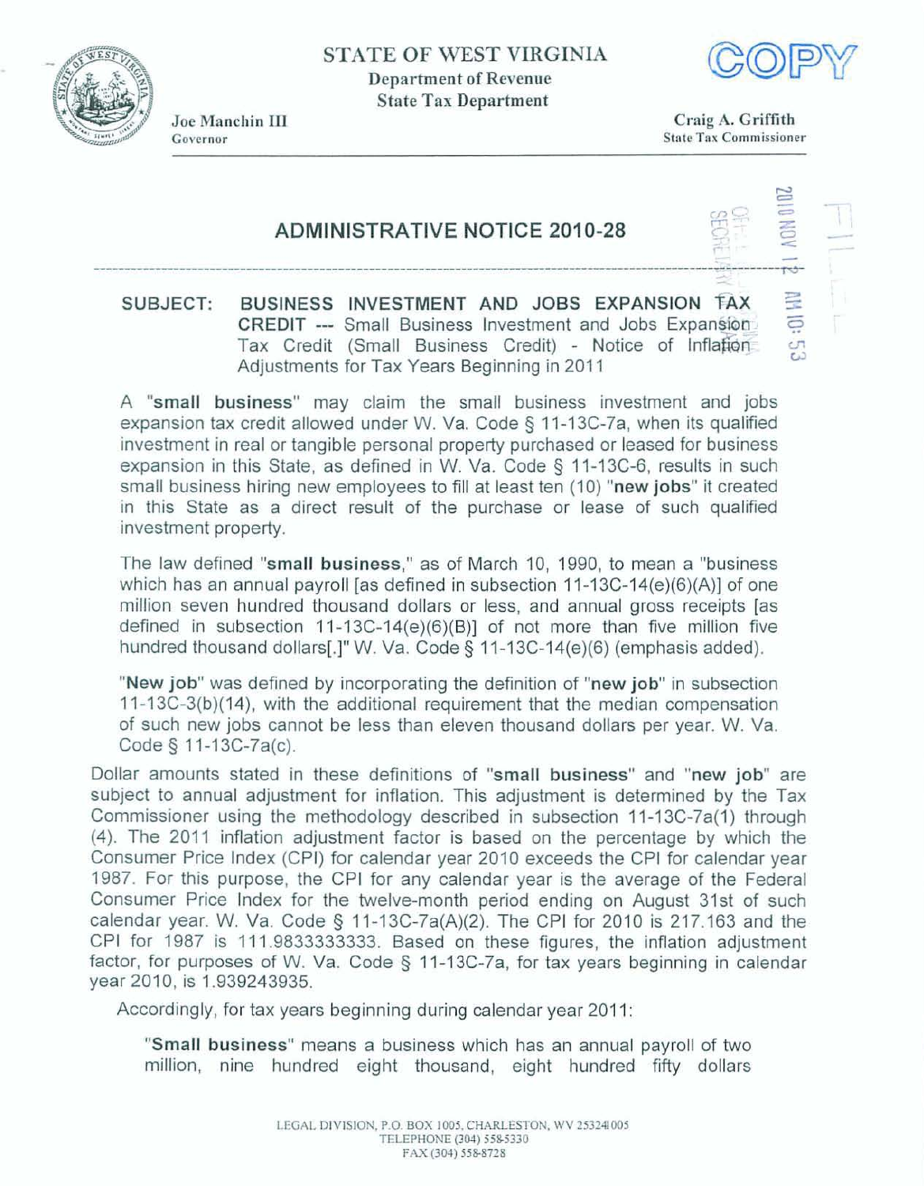STATE OF WEST VIRGINIA

Department of Revenue

State Tax Department

COPY

Joe Manchin III
Governor

Craig A. Griffith
State Tax Commissioner

2010 NOV 12 AM 10:53

OFFICE OF SECRETARY OF STATE

FILED

## ADMINISTRATIVE NOTICE 2010-28

**SUBJECT: BUSINESS INVESTMENT AND JOBS EXPANSION TAX CREDIT** --- Small Business Investment and Jobs Expansion Tax Credit (Small Business Credit) - Notice of Inflation Adjustments for Tax Years Beginning in 2011

A "**small business**" may claim the small business investment and jobs expansion tax credit allowed under W. Va. Code § 11-13C-7a, when its qualified investment in real or tangible personal property purchased or leased for business expansion in this State, as defined in W. Va. Code § 11-13C-6, results in such small business hiring new employees to fill at least ten (10) "**new jobs**" it created in this State as a direct result of the purchase or lease of such qualified investment property.

The law defined "**small business**," as of March 10, 1990, to mean a "business which has an annual payroll [as defined in subsection 11-13C-14(e)(6)(A)] of one million seven hundred thousand dollars or less, and annual gross receipts [as defined in subsection 11-13C-14(e)(6)(B)] of not more than five million five hundred thousand dollars[.]" W. Va. Code § 11-13C-14(e)(6) (emphasis added).

"**New job**" was defined by incorporating the definition of "**new job**" in subsection 11-13C-3(b)(14), with the additional requirement that the median compensation of such new jobs cannot be less than eleven thousand dollars per year. W. Va. Code § 11-13C-7a(c).

Dollar amounts stated in these definitions of "**small business**" and "**new job**" are subject to annual adjustment for inflation. This adjustment is determined by the Tax Commissioner using the methodology described in subsection 11-13C-7a(1) through (4). The 2011 inflation adjustment factor is based on the percentage by which the Consumer Price Index (CPI) for calendar year 2010 exceeds the CPI for calendar year 1987. For this purpose, the CPI for any calendar year is the average of the Federal Consumer Price Index for the twelve-month period ending on August 31st of such calendar year. W. Va. Code § 11-13C-7a(A)(2). The CPI for 2010 is 217.163 and the CPI for 1987 is 111.9833333333. Based on these figures, the inflation adjustment factor, for purposes of W. Va. Code § 11-13C-7a, for tax years beginning in calendar year 2010, is 1.939243935.

Accordingly, for tax years beginning during calendar year 2011:

> "**Small business**" means a business which has an annual payroll of two million, nine hundred eight thousand, eight hundred fifty dollars

LEGAL DIVISION, P.O. BOX 1005, CHARLESTON, WV 253241005
TELEPHONE (304) 558-5330
FAX (304) 558-8728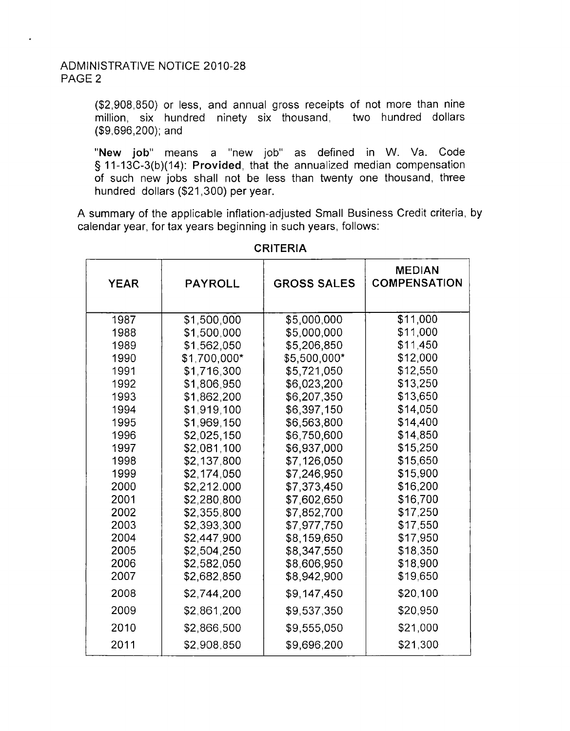($2,908,850) or less, and annual gross receipts of not more than nine million, six hundred ninety six thousand, two hundred dollars ($9,696,200); and

"**New job**" means a "new job" as defined in W. Va. Code § 11-13C-3(b)(14): **Provided**, that the annualized median compensation of such new jobs shall not be less than twenty one thousand, three hundred dollars ($21,300) per year.

A summary of the applicable inflation-adjusted Small Business Credit criteria, by calendar year, for tax years beginning in such years, follows:

CRITERIA

| YEAR | PAYROLL | GROSS SALES | MEDIAN COMPENSATION |
|---|---|---|---|
| 1987 | $1,500,000 | $5,000,000 | $11,000 |
| 1988 | $1,500,000 | $5,000,000 | $11,000 |
| 1989 | $1,562,050 | $5,206,850 | $11,450 |
| 1990 | $1,700,000* | $5,500,000* | $12,000 |
| 1991 | $1,716,300 | $5,721,050 | $12,550 |
| 1992 | $1,806,950 | $6,023,200 | $13,250 |
| 1993 | $1,862,200 | $6,207,350 | $13,650 |
| 1994 | $1,919,100 | $6,397,150 | $14,050 |
| 1995 | $1,969,150 | $6,563,800 | $14,400 |
| 1996 | $2,025,150 | $6,750,600 | $14,850 |
| 1997 | $2,081,100 | $6,937,000 | $15,250 |
| 1998 | $2,137,800 | $7,126,050 | $15,650 |
| 1999 | $2,174,050 | $7,246,950 | $15,900 |
| 2000 | $2,212.000 | $7,373,450 | $16,200 |
| 2001 | $2,280,800 | $7,602,650 | $16,700 |
| 2002 | $2,355,800 | $7,852,700 | $17,250 |
| 2003 | $2,393,300 | $7,977,750 | $17,550 |
| 2004 | $2,447,900 | $8,159,650 | $17,950 |
| 2005 | $2,504,250 | $8,347,550 | $18,350 |
| 2006 | $2,582,050 | $8,606,950 | $18,900 |
| 2007 | $2,682,850 | $8,942,900 | $19,650 |
| 2008 | $2,744,200 | $9,147,450 | $20,100 |
| 2009 | $2,861,200 | $9,537,350 | $20,950 |
| 2010 | $2,866,500 | $9,555,050 | $21,000 |
| 2011 | $2,908,850 | $9,696,200 | $21,300 |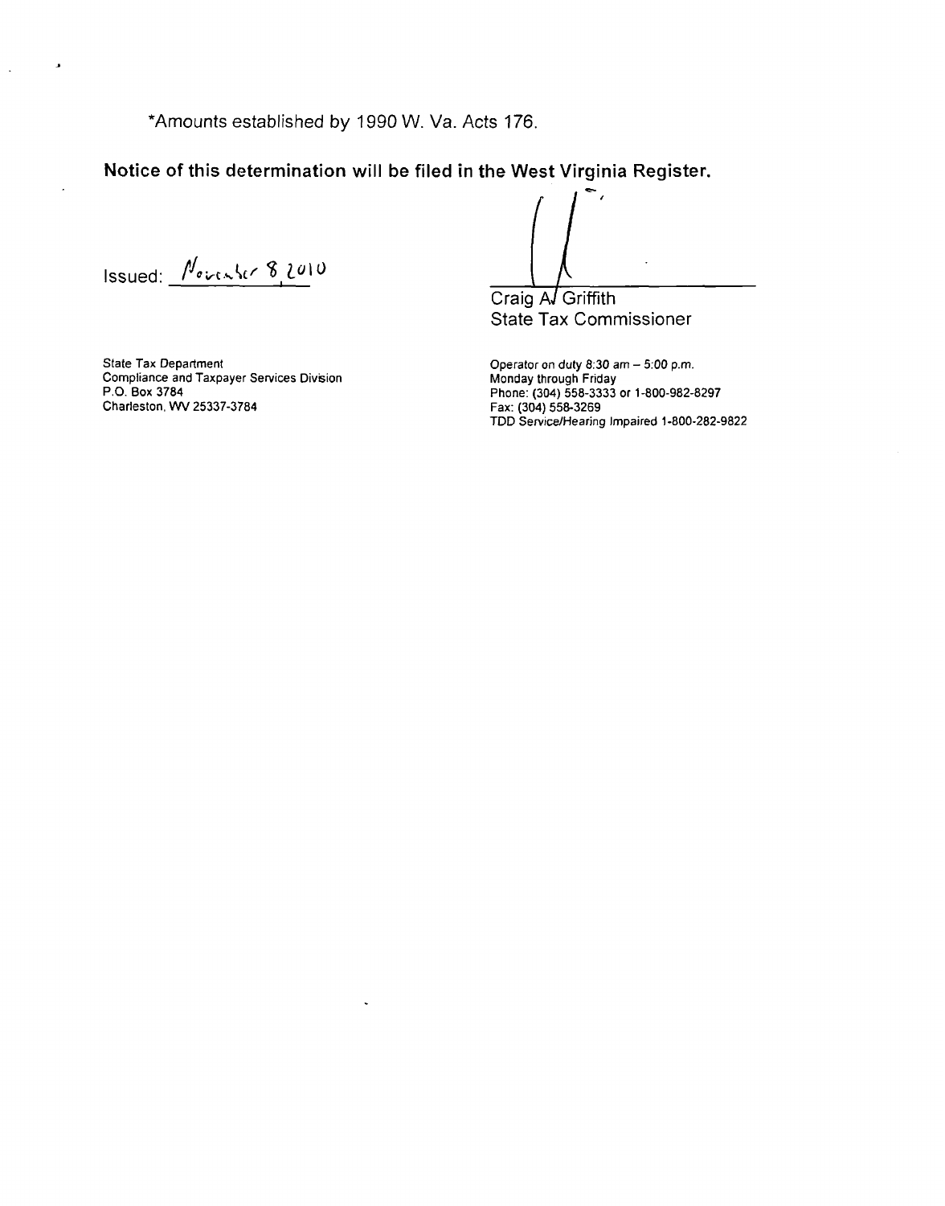*Amounts established by 1990 W. Va. Acts 176.

**Notice of this determination will be filed in the West Virginia Register.**

Issued: November 8, 2010

Craig A. Griffith
State Tax Commissioner

State Tax Department
Compliance and Taxpayer Services Division
P.O. Box 3784
Charleston, WV 25337-3784

Operator on duty 8:30 am – 5:00 p.m.
Monday through Friday
Phone: (304) 558-3333 or 1-800-982-8297
Fax: (304) 558-3269
TDD Service/Hearing Impaired 1-800-282-9822